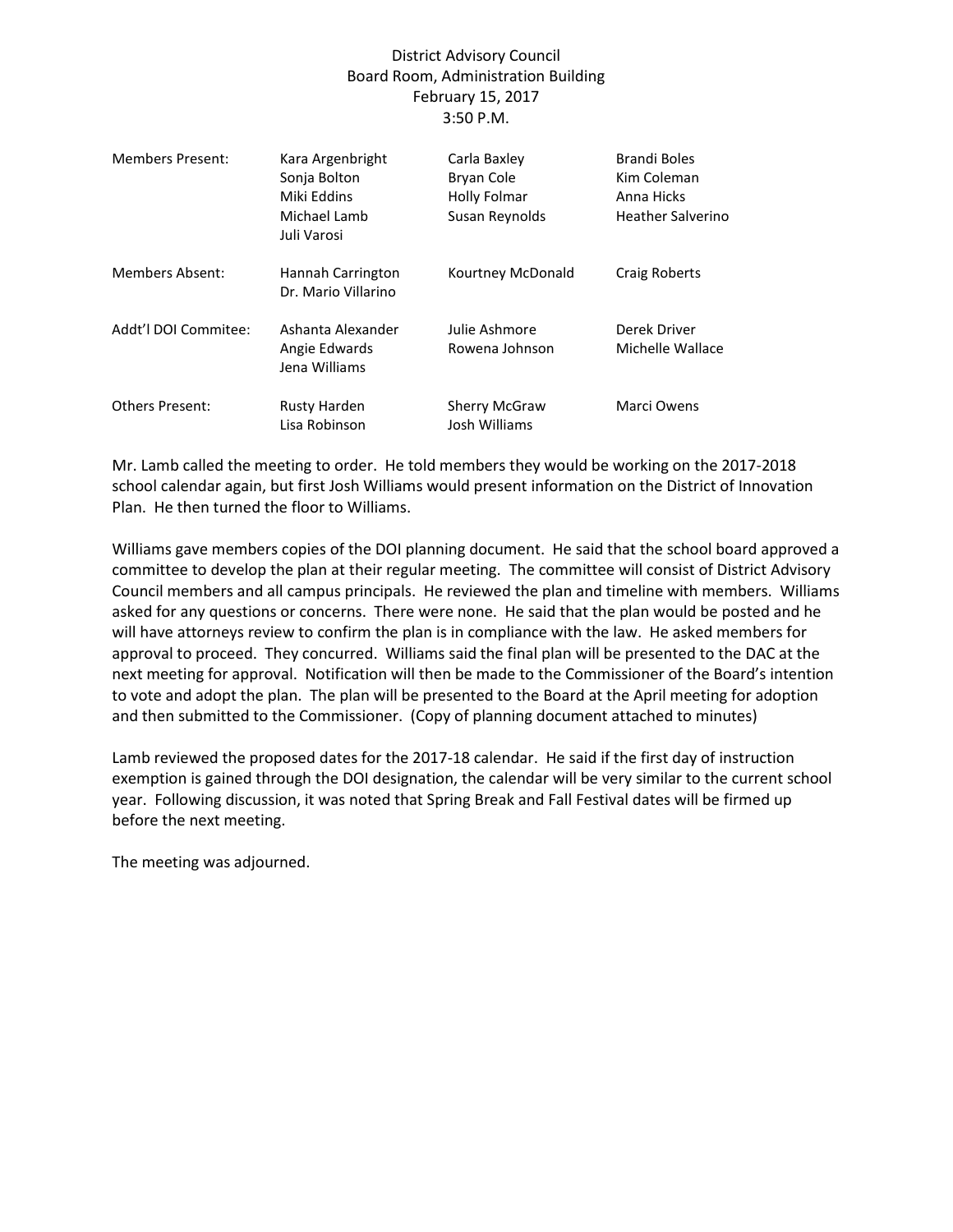District Advisory Council
Board Room, Administration Building
February 15, 2017
3:50 P.M.

| | | | |
|---|---|---|---|
| Members Present: | Kara Argenbright | Carla Baxley | Brandi Boles |
| | Sonja Bolton | Bryan Cole | Kim Coleman |
| | Miki Eddins | Holly Folmar | Anna Hicks |
| | Michael Lamb | Susan Reynolds | Heather Salverino |
| | Juli Varosi | | |
| Members Absent: | Hannah Carrington | Kourtney McDonald | Craig Roberts |
| | Dr. Mario Villarino | | |
| Addt'l DOI Commitee: | Ashanta Alexander | Julie Ashmore | Derek Driver |
| | Angie Edwards | Rowena Johnson | Michelle Wallace |
| | Jena Williams | | |
| Others Present: | Rusty Harden | Sherry McGraw | Marci Owens |
| | Lisa Robinson | Josh Williams | |

Mr. Lamb called the meeting to order. He told members they would be working on the 2017-2018 school calendar again, but first Josh Williams would present information on the District of Innovation Plan. He then turned the floor to Williams.

Williams gave members copies of the DOI planning document. He said that the school board approved a committee to develop the plan at their regular meeting. The committee will consist of District Advisory Council members and all campus principals. He reviewed the plan and timeline with members. Williams asked for any questions or concerns. There were none. He said that the plan would be posted and he will have attorneys review to confirm the plan is in compliance with the law. He asked members for approval to proceed. They concurred. Williams said the final plan will be presented to the DAC at the next meeting for approval. Notification will then be made to the Commissioner of the Board's intention to vote and adopt the plan. The plan will be presented to the Board at the April meeting for adoption and then submitted to the Commissioner. (Copy of planning document attached to minutes)

Lamb reviewed the proposed dates for the 2017-18 calendar. He said if the first day of instruction exemption is gained through the DOI designation, the calendar will be very similar to the current school year. Following discussion, it was noted that Spring Break and Fall Festival dates will be firmed up before the next meeting.

The meeting was adjourned.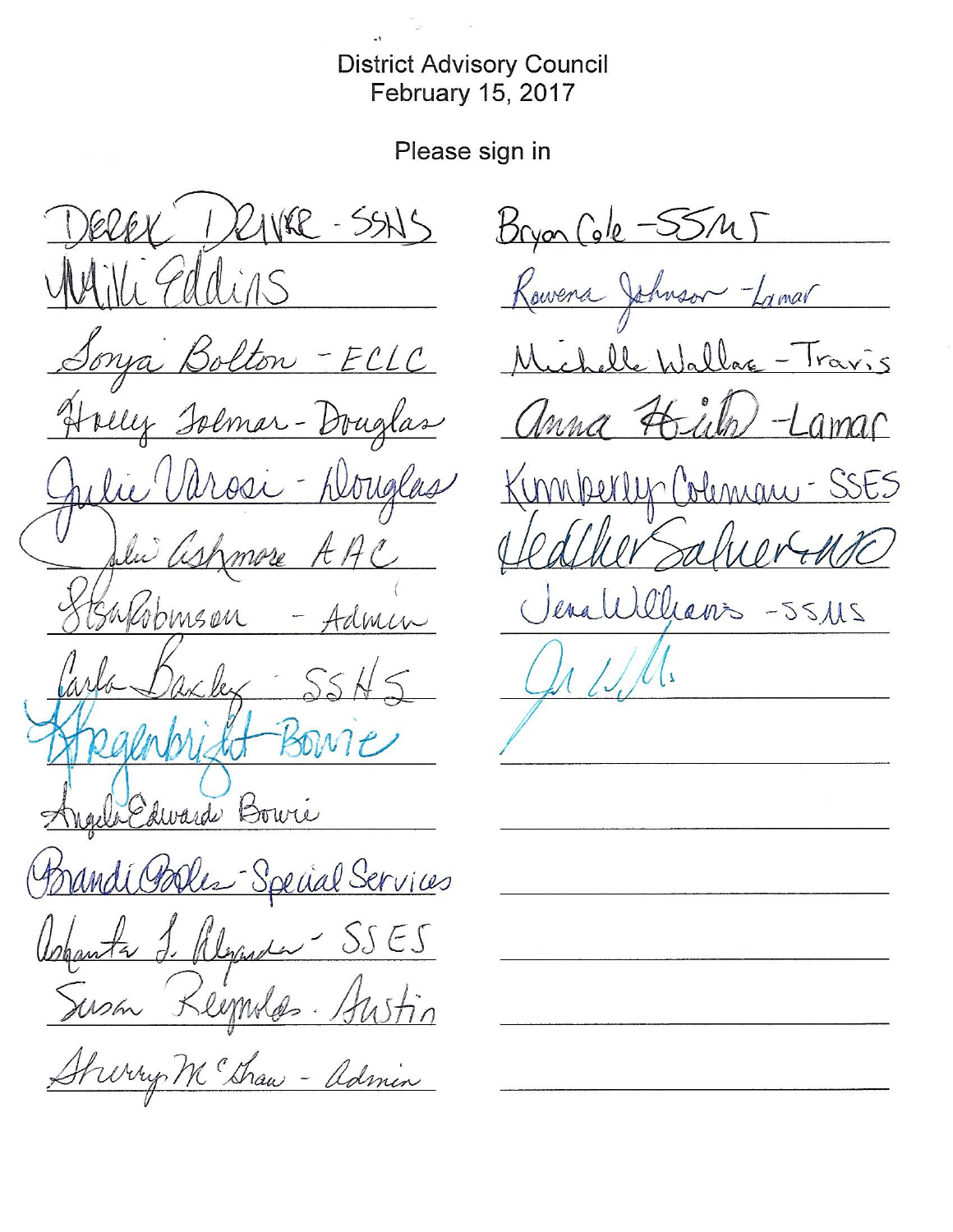District Advisory Council
February 15, 2017

Please sign in

Derek Driver - SSHS
Miki Eddins
Sonya Bolton - ECLC
Holly Folmar - Douglas
Julie Varosi - Douglas
Julie Ashmore AAC
Lisa Robinson - Admin
Carla Baxley SSHS
Kregenbright Bowie
Angela Edwards Bowie
Brandi Bodles - Special Services
Ashanta L. Alexander - SSES
Susan Reynolds. Austin
Sherry McGraw - Admin

Bryon Cole - SSMS
Rowena Johnson - Lamar
Michelle Wallace - Travis
Anna Hill - Lamar
Kimberly Coleman - SSES
Heather Salver - NO
Jena Williams - SSMS
Jr W. M.